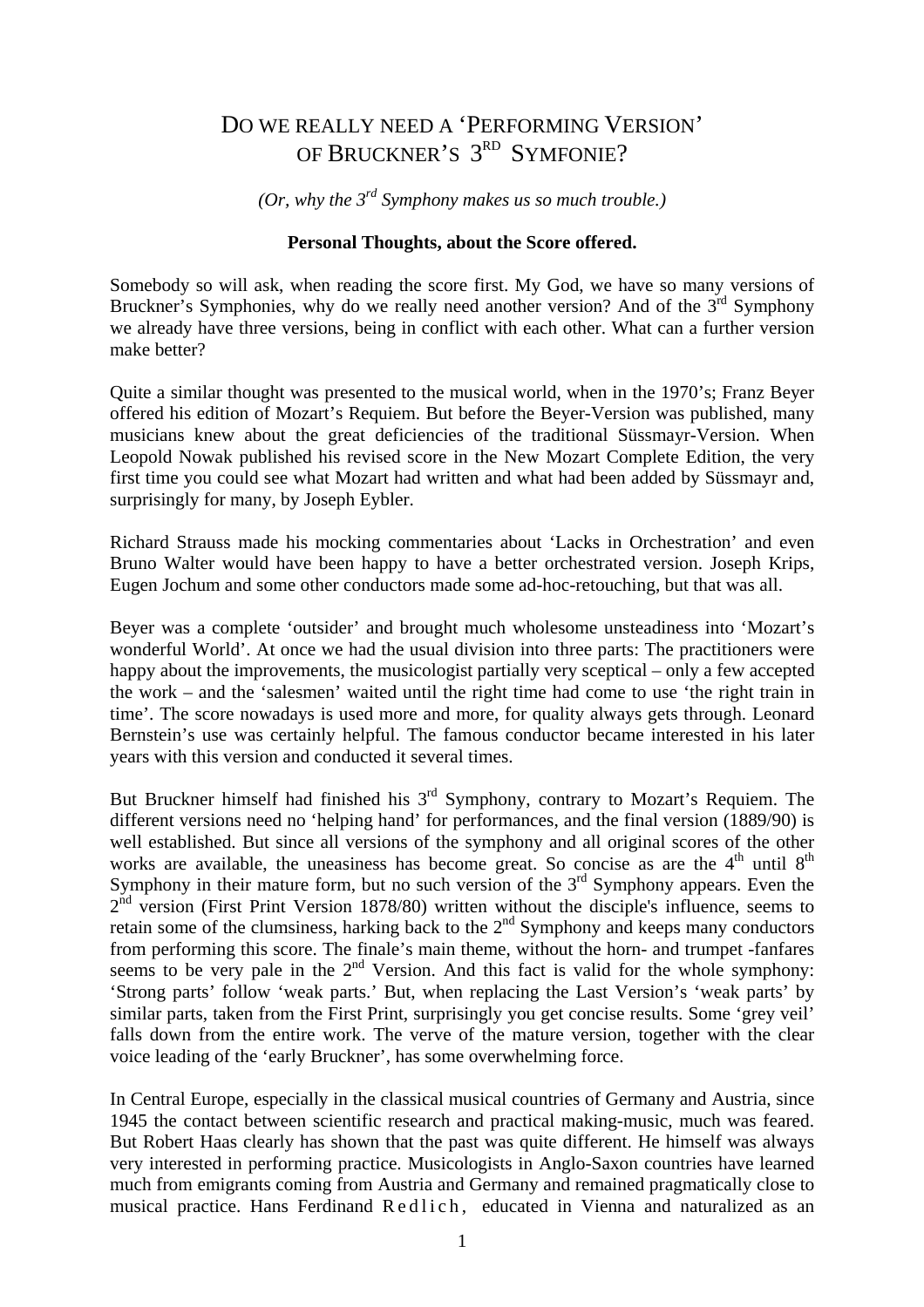# DO WE REALLY NEED A 'PERFORMING VERSION' OF BRUCKNER'S 3RD SYMFONIE?

*(Or, why the 3rd Symphony makes us so much trouble.)*

**Personal Thoughts, about the Score offered.**

Somebody so will ask, when reading the score first. My God, we have so many versions of Bruckner's Symphonies, why do we really need another version? And of the 3rd Symphony we already have three versions, being in conflict with each other. What can a further version make better?

Quite a similar thought was presented to the musical world, when in the 1970's; Franz Beyer offered his edition of Mozart's Requiem. But before the Beyer-Version was published, many musicians knew about the great deficiencies of the traditional Süssmayr-Version. When Leopold Nowak published his revised score in the New Mozart Complete Edition, the very first time you could see what Mozart had written and what had been added by Süssmayr and, surprisingly for many, by Joseph Eybler.

Richard Strauss made his mocking commentaries about 'Lacks in Orchestration' and even Bruno Walter would have been happy to have a better orchestrated version. Joseph Krips, Eugen Jochum and some other conductors made some ad-hoc-retouching, but that was all.

Beyer was a complete 'outsider' and brought much wholesome unsteadiness into 'Mozart's wonderful World'. At once we had the usual division into three parts: The practitioners were happy about the improvements, the musicologist partially very sceptical – only a few accepted the work – and the 'salesmen' waited until the right time had come to use 'the right train in time'. The score nowadays is used more and more, for quality always gets through. Leonard Bernstein's use was certainly helpful. The famous conductor became interested in his later years with this version and conducted it several times.

But Bruckner himself had finished his 3rd Symphony, contrary to Mozart's Requiem. The different versions need no 'helping hand' for performances, and the final version (1889/90) is well established. But since all versions of the symphony and all original scores of the other works are available, the uneasiness has become great. So concise as are the 4th until 8th Symphony in their mature form, but no such version of the 3rd Symphony appears. Even the 2nd version (First Print Version 1878/80) written without the disciple's influence, seems to retain some of the clumsiness, harking back to the 2nd Symphony and keeps many conductors from performing this score. The finale's main theme, without the horn- and trumpet -fanfares seems to be very pale in the 2nd Version. And this fact is valid for the whole symphony: 'Strong parts' follow 'weak parts.' But, when replacing the Last Version's 'weak parts' by similar parts, taken from the First Print, surprisingly you get concise results. Some 'grey veil' falls down from the entire work. The verve of the mature version, together with the clear voice leading of the 'early Bruckner', has some overwhelming force.

In Central Europe, especially in the classical musical countries of Germany and Austria, since 1945 the contact between scientific research and practical making-music, much was feared. But Robert Haas clearly has shown that the past was quite different. He himself was always very interested in performing practice. Musicologists in Anglo-Saxon countries have learned much from emigrants coming from Austria and Germany and remained pragmatically close to musical practice. Hans Ferdinand Redlich, educated in Vienna and naturalized as an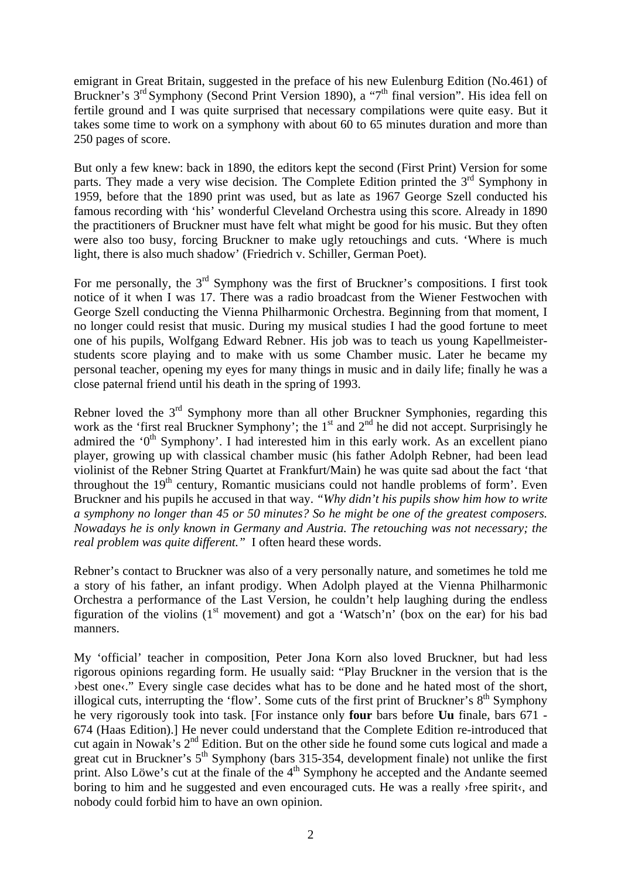emigrant in Great Britain, suggested in the preface of his new Eulenburg Edition (No.461) of Bruckner's 3rd Symphony (Second Print Version 1890), a "7th final version". His idea fell on fertile ground and I was quite surprised that necessary compilations were quite easy. But it takes some time to work on a symphony with about 60 to 65 minutes duration and more than 250 pages of score.

But only a few knew: back in 1890, the editors kept the second (First Print) Version for some parts. They made a very wise decision. The Complete Edition printed the 3rd Symphony in 1959, before that the 1890 print was used, but as late as 1967 George Szell conducted his famous recording with 'his' wonderful Cleveland Orchestra using this score. Already in 1890 the practitioners of Bruckner must have felt what might be good for his music. But they often were also too busy, forcing Bruckner to make ugly retouchings and cuts. 'Where is much light, there is also much shadow' (Friedrich v. Schiller, German Poet).

For me personally, the 3rd Symphony was the first of Bruckner's compositions. I first took notice of it when I was 17. There was a radio broadcast from the Wiener Festwochen with George Szell conducting the Vienna Philharmonic Orchestra. Beginning from that moment, I no longer could resist that music. During my musical studies I had the good fortune to meet one of his pupils, Wolfgang Edward Rebner. His job was to teach us young Kapellmeister-students score playing and to make with us some Chamber music. Later he became my personal teacher, opening my eyes for many things in music and in daily life; finally he was a close paternal friend until his death in the spring of 1993.

Rebner loved the 3rd Symphony more than all other Bruckner Symphonies, regarding this work as the 'first real Bruckner Symphony'; the 1st and 2nd he did not accept. Surprisingly he admired the '0th Symphony'. I had interested him in this early work. As an excellent piano player, growing up with classical chamber music (his father Adolph Rebner, had been lead violinist of the Rebner String Quartet at Frankfurt/Main) he was quite sad about the fact 'that throughout the 19th century, Romantic musicians could not handle problems of form'. Even Bruckner and his pupils he accused in that way. *"Why didn't his pupils show him how to write a symphony no longer than 45 or 50 minutes? So he might be one of the greatest composers. Nowadays he is only known in Germany and Austria. The retouching was not necessary; the real problem was quite different."* I often heard these words.

Rebner's contact to Bruckner was also of a very personally nature, and sometimes he told me a story of his father, an infant prodigy. When Adolph played at the Vienna Philharmonic Orchestra a performance of the Last Version, he couldn't help laughing during the endless figuration of the violins (1st movement) and got a 'Watsch'n' (box on the ear) for his bad manners.

My 'official' teacher in composition, Peter Jona Korn also loved Bruckner, but had less rigorous opinions regarding form. He usually said: "Play Bruckner in the version that is the ›best one‹." Every single case decides what has to be done and he hated most of the short, illogical cuts, interrupting the 'flow'. Some cuts of the first print of Bruckner's 8th Symphony he very rigorously took into task. [For instance only **four** bars before **Uu** finale, bars 671 - 674 (Haas Edition).] He never could understand that the Complete Edition re-introduced that cut again in Nowak's 2nd Edition. But on the other side he found some cuts logical and made a great cut in Bruckner's 5th Symphony (bars 315-354, development finale) not unlike the first print. Also Löwe's cut at the finale of the 4th Symphony he accepted and the Andante seemed boring to him and he suggested and even encouraged cuts. He was a really ›free spirit‹, and nobody could forbid him to have an own opinion.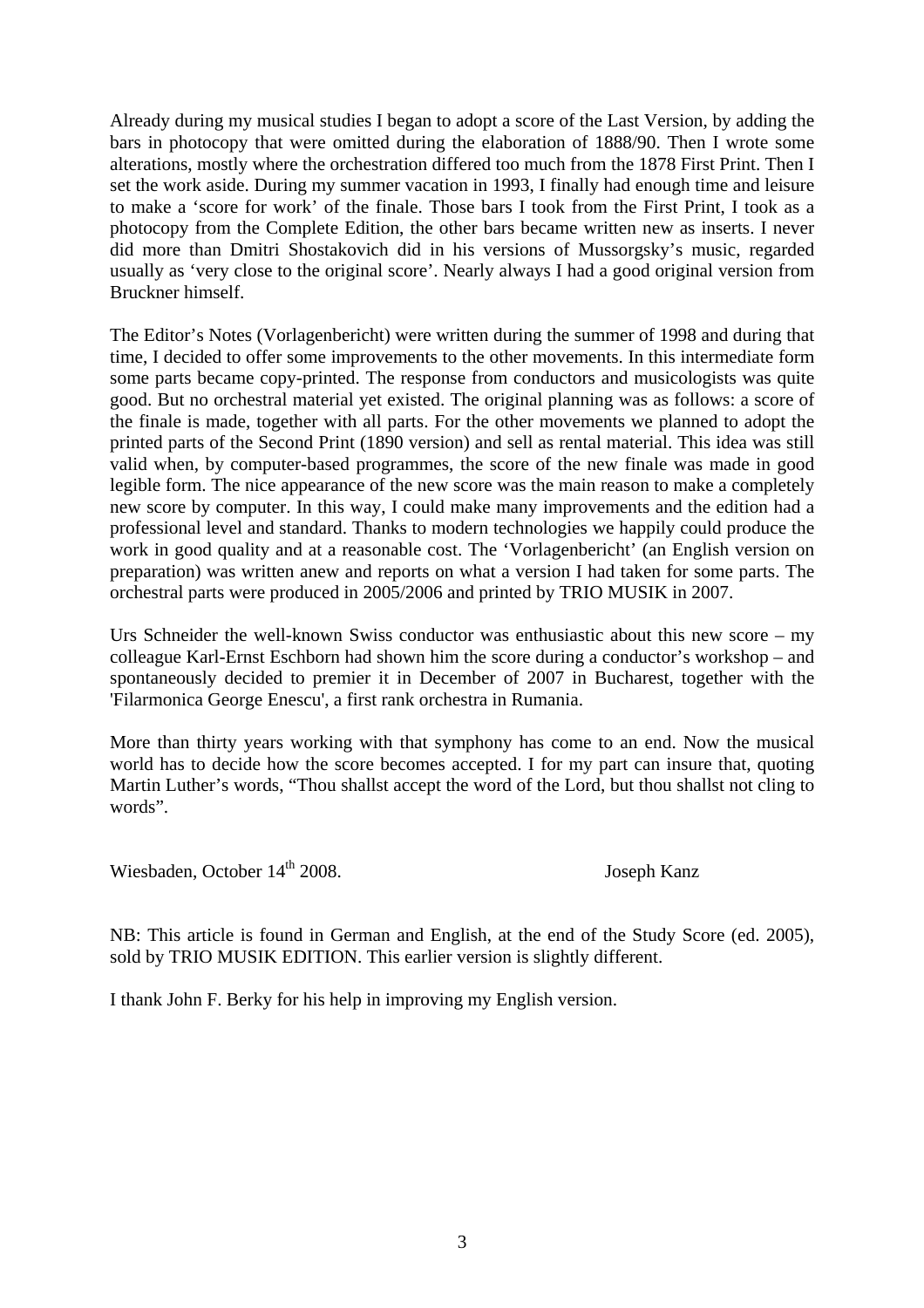Already during my musical studies I began to adopt a score of the Last Version, by adding the bars in photocopy that were omitted during the elaboration of 1888/90. Then I wrote some alterations, mostly where the orchestration differed too much from the 1878 First Print. Then I set the work aside. During my summer vacation in 1993, I finally had enough time and leisure to make a 'score for work' of the finale. Those bars I took from the First Print, I took as a photocopy from the Complete Edition, the other bars became written new as inserts. I never did more than Dmitri Shostakovich did in his versions of Mussorgsky's music, regarded usually as 'very close to the original score'. Nearly always I had a good original version from Bruckner himself.

The Editor's Notes (Vorlagenbericht) were written during the summer of 1998 and during that time, I decided to offer some improvements to the other movements. In this intermediate form some parts became copy-printed. The response from conductors and musicologists was quite good. But no orchestral material yet existed. The original planning was as follows: a score of the finale is made, together with all parts. For the other movements we planned to adopt the printed parts of the Second Print (1890 version) and sell as rental material. This idea was still valid when, by computer-based programmes, the score of the new finale was made in good legible form. The nice appearance of the new score was the main reason to make a completely new score by computer. In this way, I could make many improvements and the edition had a professional level and standard. Thanks to modern technologies we happily could produce the work in good quality and at a reasonable cost. The 'Vorlagenbericht' (an English version on preparation) was written anew and reports on what a version I had taken for some parts. The orchestral parts were produced in 2005/2006 and printed by TRIO MUSIK in 2007.

Urs Schneider the well-known Swiss conductor was enthusiastic about this new score – my colleague Karl-Ernst Eschborn had shown him the score during a conductor's workshop – and spontaneously decided to premier it in December of 2007 in Bucharest, together with the 'Filarmonica George Enescu', a first rank orchestra in Rumania.

More than thirty years working with that symphony has come to an end. Now the musical world has to decide how the score becomes accepted. I for my part can insure that, quoting Martin Luther's words, "Thou shallst accept the word of the Lord, but thou shallst not cling to words".

Wiesbaden, October 14th 2008. Joseph Kanz

NB: This article is found in German and English, at the end of the Study Score (ed. 2005), sold by TRIO MUSIK EDITION. This earlier version is slightly different.

I thank John F. Berky for his help in improving my English version.